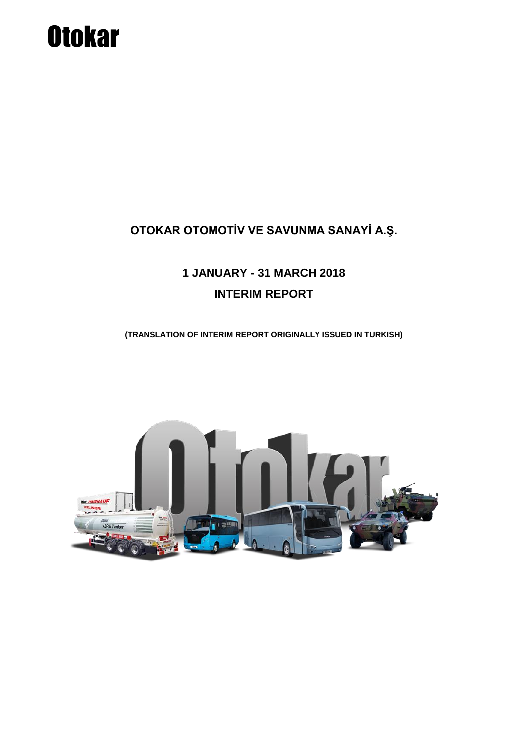Otokar

# OTOKAR OTOMOTİV VE SAVUNMA SANAYİ A.Ş.

## 1 JANUARY - 31 MARCH 2018

## INTERIM REPORT

**(TRANSLATION OF INTERIM REPORT ORIGINALLY ISSUED IN TURKISH)**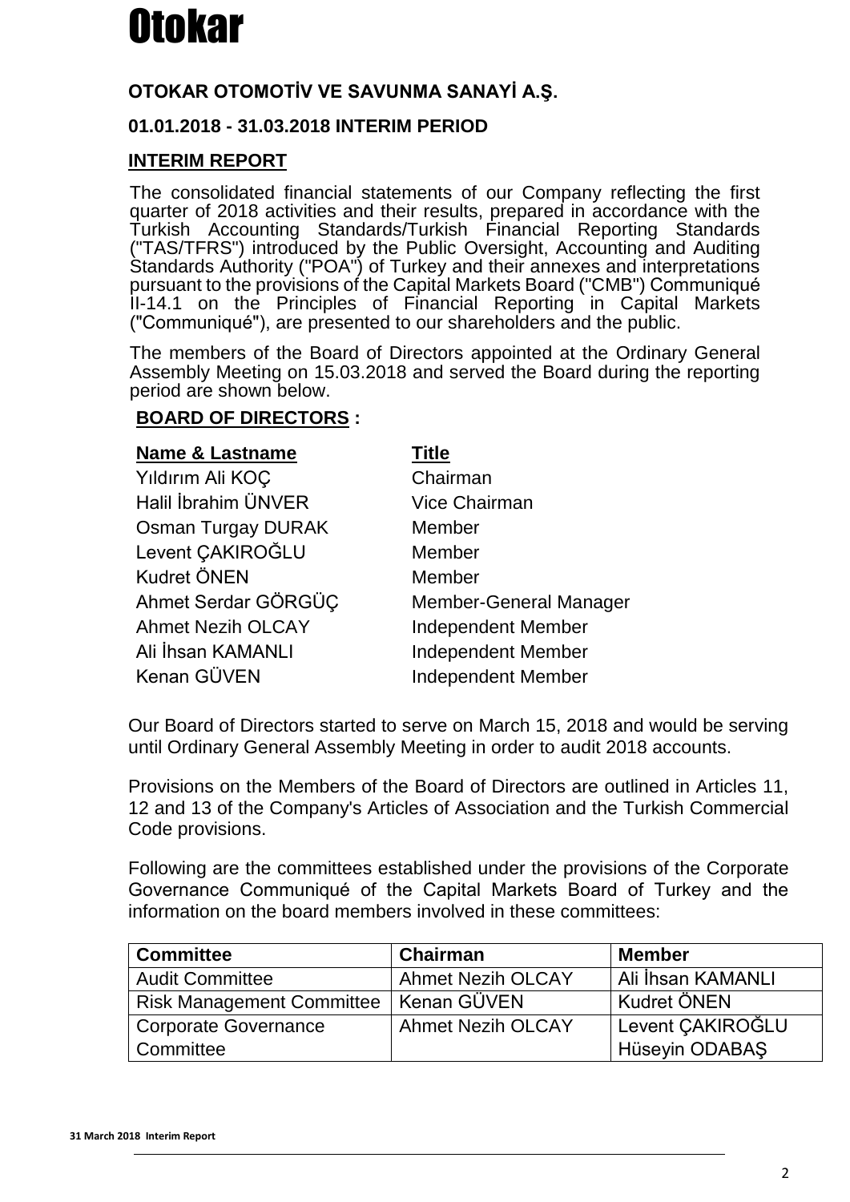# Otokar

**OTOKAR OTOMOTİV VE SAVUNMA SANAYİ A.Ş.**

**01.01.2018 - 31.03.2018 INTERIM PERIOD**

## INTERIM REPORT

The consolidated financial statements of our Company reflecting the first quarter of 2018 activities and their results, prepared in accordance with the Turkish Accounting Standards/Turkish Financial Reporting Standards ("TAS/TFRS") introduced by the Public Oversight, Accounting and Auditing Standards Authority ("POA") of Turkey and their annexes and interpretations pursuant to the provisions of the Capital Markets Board ("CMB") Communiqué II-14.1 on the Principles of Financial Reporting in Capital Markets ("Communiqué"), are presented to our shareholders and the public.

The members of the Board of Directors appointed at the Ordinary General Assembly Meeting on 15.03.2018 and served the Board during the reporting period are shown below.

**BOARD OF DIRECTORS :**

| Name & Lastname | Title |
|---|---|
| Yıldırım Ali KOÇ | Chairman |
| Halil İbrahim ÜNVER | Vice Chairman |
| Osman Turgay DURAK | Member |
| Levent ÇAKIROĞLU | Member |
| Kudret ÖNEN | Member |
| Ahmet Serdar GÖRGÜÇ | Member-General Manager |
| Ahmet Nezih OLCAY | Independent Member |
| Ali İhsan KAMANLI | Independent Member |
| Kenan GÜVEN | Independent Member |

Our Board of Directors started to serve on March 15, 2018 and would be serving until Ordinary General Assembly Meeting in order to audit 2018 accounts.

Provisions on the Members of the Board of Directors are outlined in Articles 11, 12 and 13 of the Company's Articles of Association and the Turkish Commercial Code provisions.

Following are the committees established under the provisions of the Corporate Governance Communiqué of the Capital Markets Board of Turkey and the information on the board members involved in these committees:

| Committee | Chairman | Member |
|---|---|---|
| Audit Committee | Ahmet Nezih OLCAY | Ali İhsan KAMANLI |
| Risk Management Committee | Kenan GÜVEN | Kudret ÖNEN |
| Corporate Governance Committee | Ahmet Nezih OLCAY | Levent ÇAKIROĞLU<br>Hüseyin ODABAŞ |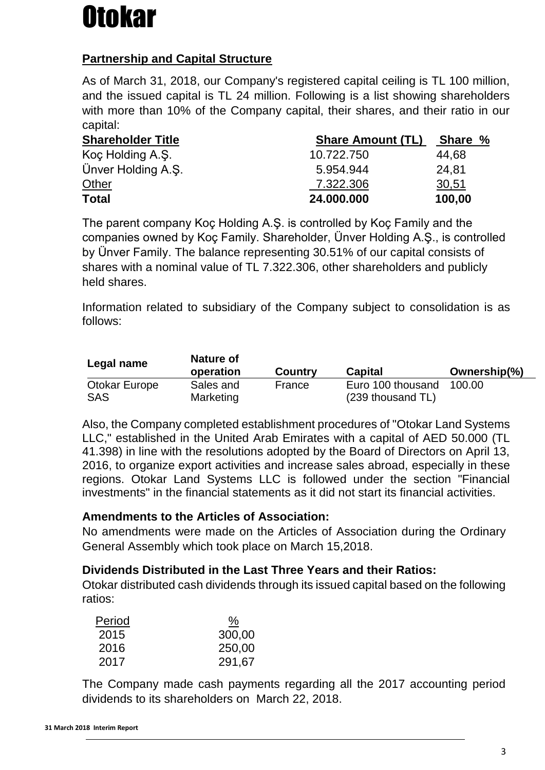# Otokar

## Partnership and Capital Structure

As of March 31, 2018, our Company's registered capital ceiling is TL 100 million, and the issued capital is TL 24 million. Following is a list showing shareholders with more than 10% of the Company capital, their shares, and their ratio in our capital:

| Shareholder Title | Share Amount (TL) | Share % |
|---|---|---|
| Koç Holding A.Ş. | 10.722.750 | 44,68 |
| Ünver Holding A.Ş. | 5.954.944 | 24,81 |
| Other | 7.322.306 | 30,51 |
| **Total** | **24.000.000** | **100,00** |

The parent company Koç Holding A.Ş. is controlled by Koç Family and the companies owned by Koç Family. Shareholder, Ünver Holding A.Ş., is controlled by Ünver Family. The balance representing 30.51% of our capital consists of shares with a nominal value of TL 7.322.306, other shareholders and publicly held shares.

Information related to subsidiary of the Company subject to consolidation is as follows:

| Legal name | Nature of operation | Country | Capital | Ownership(%) |
|---|---|---|---|---|
| Otokar Europe SAS | Sales and Marketing | France | Euro 100 thousand (239 thousand TL) | 100.00 |

Also, the Company completed establishment procedures of "Otokar Land Systems LLC," established in the United Arab Emirates with a capital of AED 50.000 (TL 41.398) in line with the resolutions adopted by the Board of Directors on April 13, 2016, to organize export activities and increase sales abroad, especially in these regions. Otokar Land Systems LLC is followed under the section "Financial investments" in the financial statements as it did not start its financial activities.

### Amendments to the Articles of Association:

No amendments were made on the Articles of Association during the Ordinary General Assembly which took place on March 15,2018.

### Dividends Distributed in the Last Three Years and their Ratios:

Otokar distributed cash dividends through its issued capital based on the following ratios:

| Period | % |
|---|---|
| 2015 | 300,00 |
| 2016 | 250,00 |
| 2017 | 291,67 |

The Company made cash payments regarding all the 2017 accounting period dividends to its shareholders on March 22, 2018.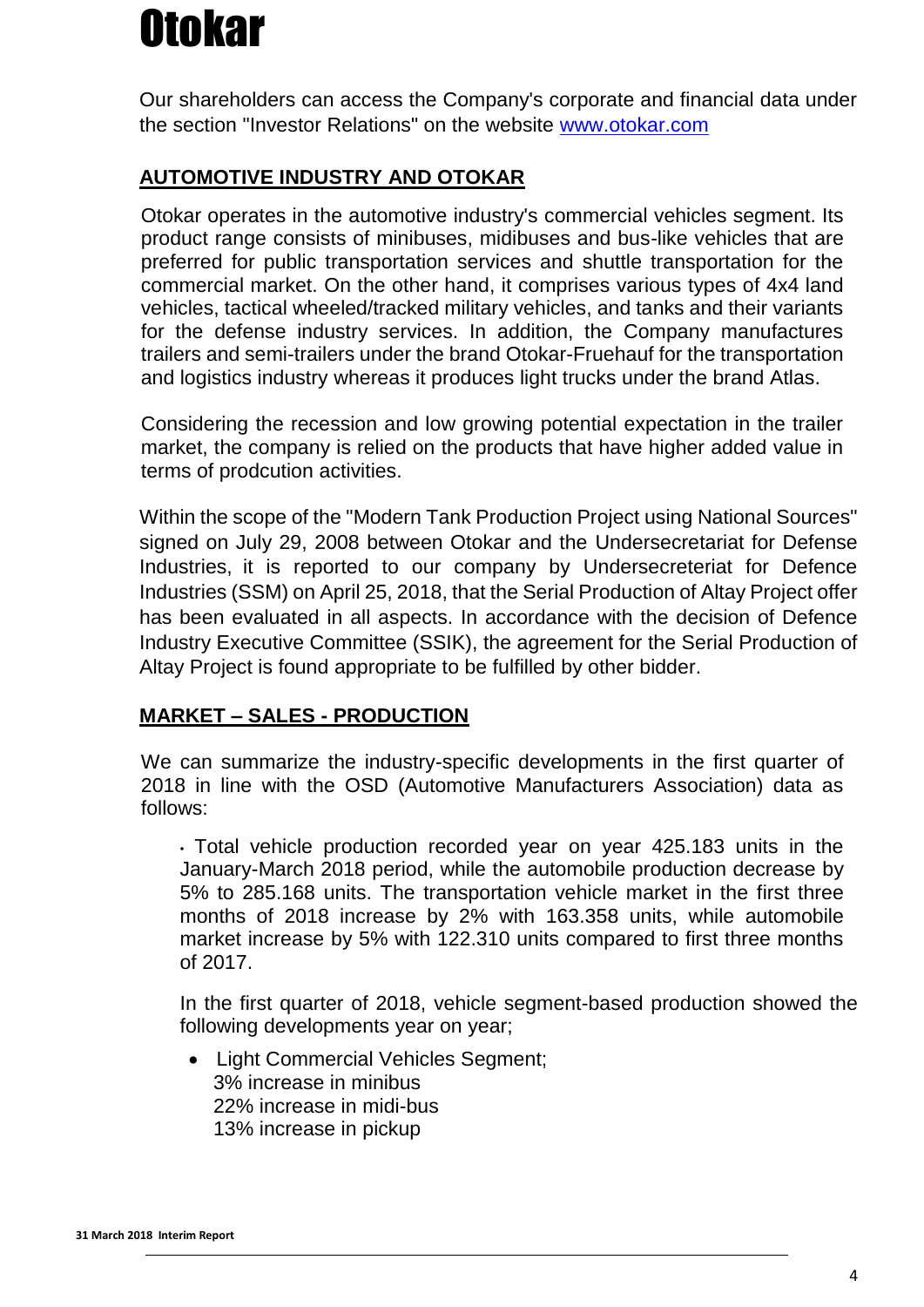# Otokar

Our shareholders can access the Company's corporate and financial data under the section "Investor Relations" on the website www.otokar.com

## AUTOMOTIVE INDUSTRY AND OTOKAR

Otokar operates in the automotive industry's commercial vehicles segment. Its product range consists of minibuses, midibuses and bus-like vehicles that are preferred for public transportation services and shuttle transportation for the commercial market. On the other hand, it comprises various types of 4x4 land vehicles, tactical wheeled/tracked military vehicles, and tanks and their variants for the defense industry services. In addition, the Company manufactures trailers and semi-trailers under the brand Otokar-Fruehauf for the transportation and logistics industry whereas it produces light trucks under the brand Atlas.

Considering the recession and low growing potential expectation in the trailer market, the company is relied on the products that have higher added value in terms of prodcution activities.

Within the scope of the "Modern Tank Production Project using National Sources" signed on July 29, 2008 between Otokar and the Undersecretariat for Defense Industries, it is reported to our company by Undersecreteriat for Defence Industries (SSM) on April 25, 2018, that the Serial Production of Altay Project offer has been evaluated in all aspects. In accordance with the decision of Defence Industry Executive Committee (SSIK), the agreement for the Serial Production of Altay Project is found appropriate to be fulfilled by other bidder.

## MARKET – SALES - PRODUCTION

We can summarize the industry-specific developments in the first quarter of 2018 in line with the OSD (Automotive Manufacturers Association) data as follows:

- Total vehicle production recorded year on year 425.183 units in the January-March 2018 period, while the automobile production decrease by 5% to 285.168 units. The transportation vehicle market in the first three months of 2018 increase by 2% with 163.358 units, while automobile market increase by 5% with 122.310 units compared to first three months of 2017.

In the first quarter of 2018, vehicle segment-based production showed the following developments year on year;

- Light Commercial Vehicles Segment;
  3% increase in minibus
  22% increase in midi-bus
  13% increase in pickup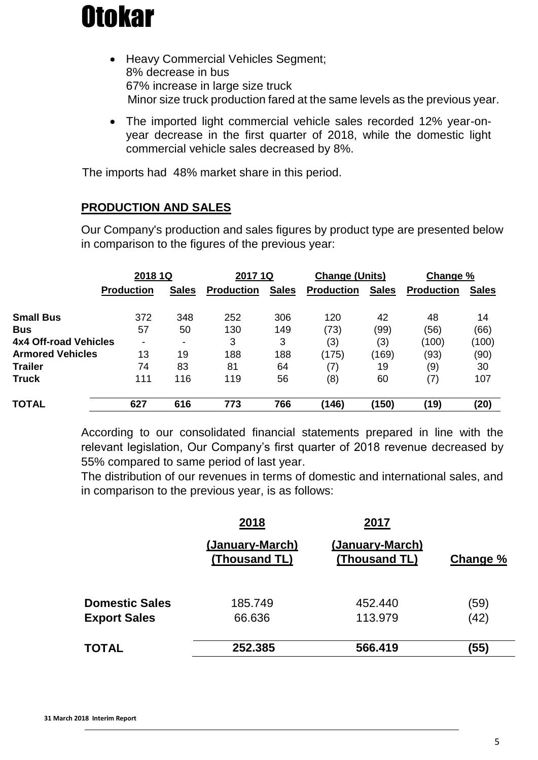- Heavy Commercial Vehicles Segment;
  8% decrease in bus
  67% increase in large size truck
  Minor size truck production fared at the same levels as the previous year.

- The imported light commercial vehicle sales recorded 12% year-on-year decrease in the first quarter of 2018, while the domestic light commercial vehicle sales decreased by 8%.

The imports had 48% market share in this period.

## PRODUCTION AND SALES

Our Company's production and sales figures by product type are presented below in comparison to the figures of the previous year:

| | 2018 1Q | | 2017 1Q | | Change (Units) | | Change % | |
|---|---|---|---|---|---|---|---|---|
| | Production | Sales | Production | Sales | Production | Sales | Production | Sales |
| **Small Bus** | 372 | 348 | 252 | 306 | 120 | 42 | 48 | 14 |
| **Bus** | 57 | 50 | 130 | 149 | (73) | (99) | (56) | (66) |
| **4x4 Off-road Vehicles** | - | - | 3 | 3 | (3) | (3) | (100) | (100) |
| **Armored Vehicles** | 13 | 19 | 188 | 188 | (175) | (169) | (93) | (90) |
| **Trailer** | 74 | 83 | 81 | 64 | (7) | 19 | (9) | 30 |
| **Truck** | 111 | 116 | 119 | 56 | (8) | 60 | (7) | 107 |
| **TOTAL** | **627** | **616** | **773** | **766** | **(146)** | **(150)** | **(19)** | **(20)** |

According to our consolidated financial statements prepared in line with the relevant legislation, Our Company's first quarter of 2018 revenue decreased by 55% compared to same period of last year.
The distribution of our revenues in terms of domestic and international sales, and in comparison to the previous year, is as follows:

| | 2018 (January-March) (Thousand TL) | 2017 (January-March) (Thousand TL) | Change % |
|---|---|---|---|
| **Domestic Sales** | 185.749 | 452.440 | (59) |
| **Export Sales** | 66.636 | 113.979 | (42) |
| **TOTAL** | **252.385** | **566.419** | **(55)** |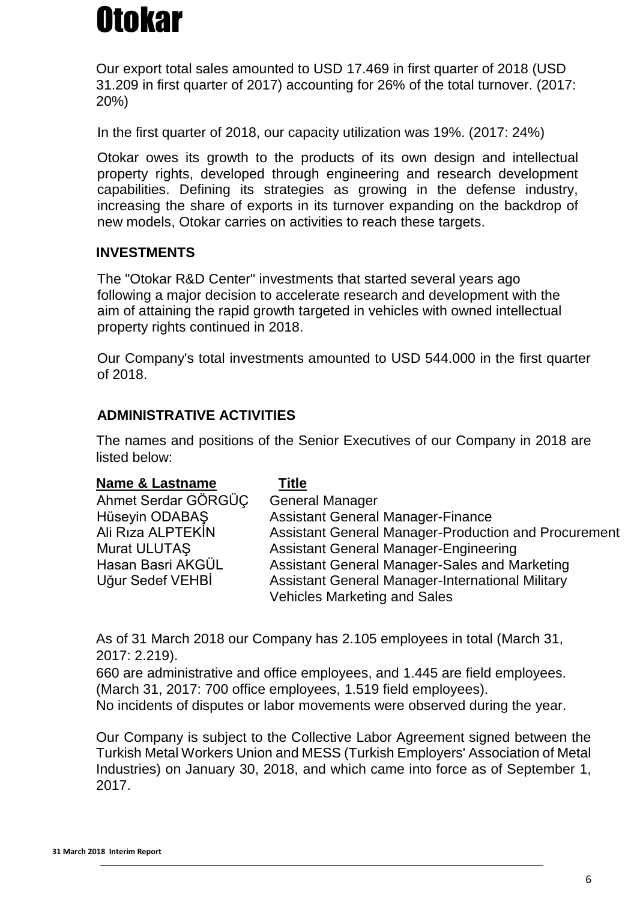Our export total sales amounted to USD 17.469 in first quarter of 2018 (USD 31.209 in first quarter of 2017) accounting for 26% of the total turnover. (2017: 20%)

In the first quarter of 2018, our capacity utilization was 19%. (2017: 24%)

Otokar owes its growth to the products of its own design and intellectual property rights, developed through engineering and research development capabilities. Defining its strategies as growing in the defense industry, increasing the share of exports in its turnover expanding on the backdrop of new models, Otokar carries on activities to reach these targets.

## INVESTMENTS

The "Otokar R&D Center" investments that started several years ago following a major decision to accelerate research and development with the aim of attaining the rapid growth targeted in vehicles with owned intellectual property rights continued in 2018.

Our Company's total investments amounted to USD 544.000 in the first quarter of 2018.

## ADMINISTRATIVE ACTIVITIES

The names and positions of the Senior Executives of our Company in 2018 are listed below:

| Name & Lastname | Title |
|---|---|
| Ahmet Serdar GÖRGÜÇ | General Manager |
| Hüseyin ODABAŞ | Assistant General Manager-Finance |
| Ali Rıza ALPTEKİN | Assistant General Manager-Production and Procurement |
| Murat ULUTAŞ | Assistant General Manager-Engineering |
| Hasan Basri AKGÜL | Assistant General Manager-Sales and Marketing |
| Uğur Sedef VEHBİ | Assistant General Manager-International Military Vehicles Marketing and Sales |

As of 31 March 2018 our Company has 2.105 employees in total (March 31, 2017: 2.219).
660 are administrative and office employees, and 1.445 are field employees. (March 31, 2017: 700 office employees, 1.519 field employees).
No incidents of disputes or labor movements were observed during the year.

Our Company is subject to the Collective Labor Agreement signed between the Turkish Metal Workers Union and MESS (Turkish Employers' Association of Metal Industries) on January 30, 2018, and which came into force as of September 1, 2017.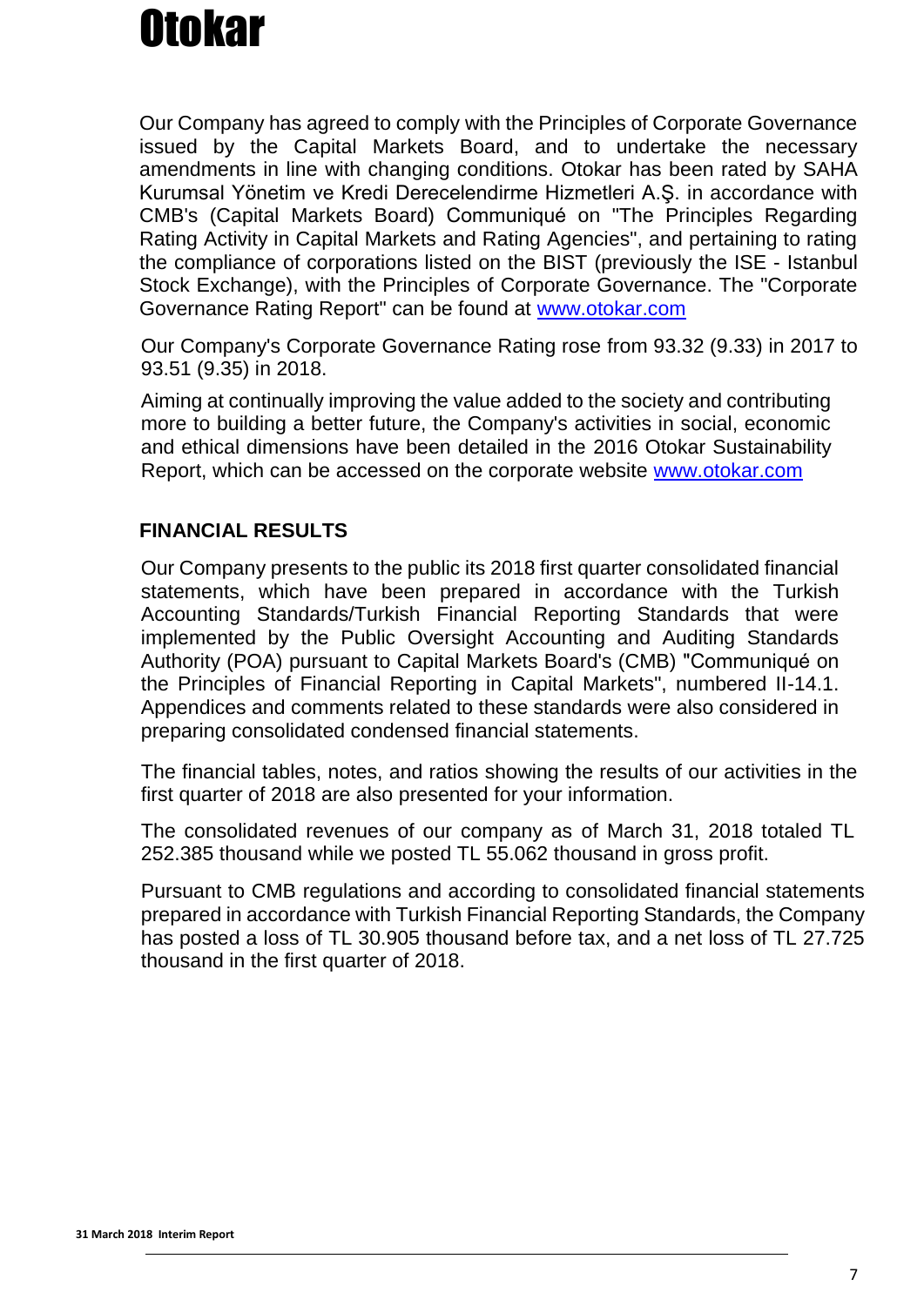Our Company has agreed to comply with the Principles of Corporate Governance issued by the Capital Markets Board, and to undertake the necessary amendments in line with changing conditions. Otokar has been rated by SAHA Kurumsal Yönetim ve Kredi Derecelendirme Hizmetleri A.Ş. in accordance with CMB's (Capital Markets Board) Communiqué on "The Principles Regarding Rating Activity in Capital Markets and Rating Agencies", and pertaining to rating the compliance of corporations listed on the BIST (previously the ISE - Istanbul Stock Exchange), with the Principles of Corporate Governance. The "Corporate Governance Rating Report" can be found at www.otokar.com

Our Company's Corporate Governance Rating rose from 93.32 (9.33) in 2017 to 93.51 (9.35) in 2018.

Aiming at continually improving the value added to the society and contributing more to building a better future, the Company's activities in social, economic and ethical dimensions have been detailed in the 2016 Otokar Sustainability Report, which can be accessed on the corporate website www.otokar.com

## FINANCIAL RESULTS

Our Company presents to the public its 2018 first quarter consolidated financial statements, which have been prepared in accordance with the Turkish Accounting Standards/Turkish Financial Reporting Standards that were implemented by the Public Oversight Accounting and Auditing Standards Authority (POA) pursuant to Capital Markets Board's (CMB) "Communiqué on the Principles of Financial Reporting in Capital Markets", numbered II-14.1. Appendices and comments related to these standards were also considered in preparing consolidated condensed financial statements.

The financial tables, notes, and ratios showing the results of our activities in the first quarter of 2018 are also presented for your information.

The consolidated revenues of our company as of March 31, 2018 totaled TL 252.385 thousand while we posted TL 55.062 thousand in gross profit.

Pursuant to CMB regulations and according to consolidated financial statements prepared in accordance with Turkish Financial Reporting Standards, the Company has posted a loss of TL 30.905 thousand before tax, and a net loss of TL 27.725 thousand in the first quarter of 2018.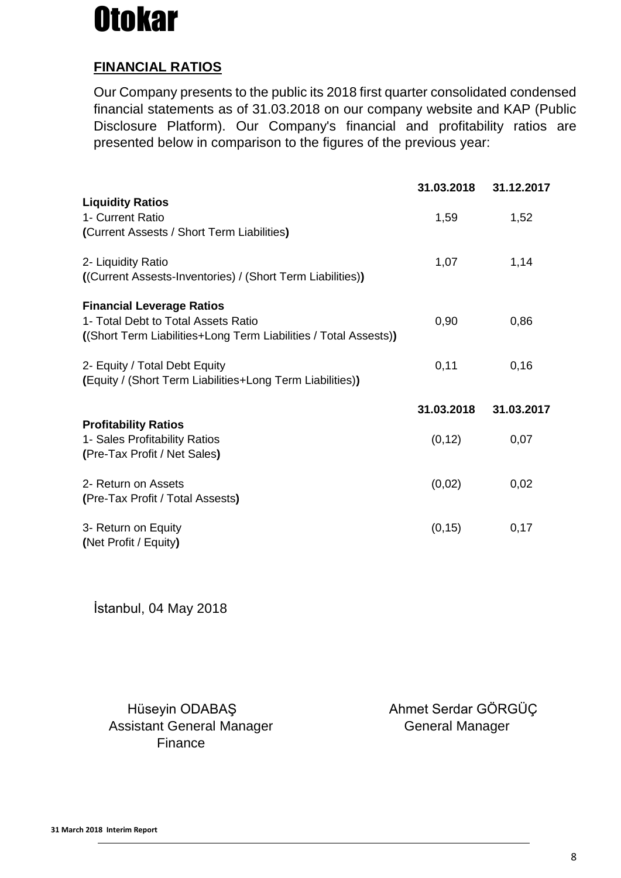# Otokar

## FINANCIAL RATIOS

Our Company presents to the public its 2018 first quarter consolidated condensed financial statements as of 31.03.2018 on our company website and KAP (Public Disclosure Platform). Our Company's financial and profitability ratios are presented below in comparison to the figures of the previous year:

| | 31.03.2018 | 31.12.2017 |
|---|---|---|
| **Liquidity Ratios** | | |
| 1- Current Ratio<br>**(**Current Assests / Short Term Liabilities**)** | 1,59 | 1,52 |
| 2- Liquidity Ratio<br>**(**(Current Assests-Inventories) / (Short Term Liabilities)**)** | 1,07 | 1,14 |
| **Financial Leverage Ratios** | | |
| 1- Total Debt to Total Assets Ratio<br>**(**(Short Term Liabilities+Long Term Liabilities / Total Assests)**)** | 0,90 | 0,86 |
| 2- Equity / Total Debt Equity<br>**(**Equity / (Short Term Liabilities+Long Term Liabilities)**)** | 0,11 | 0,16 |

| | 31.03.2018 | 31.03.2017 |
|---|---|---|
| **Profitability Ratios** | | |
| 1- Sales Profitability Ratios<br>**(**Pre-Tax Profit / Net Sales**)** | (0,12) | 0,07 |
| 2- Return on Assets<br>**(**Pre-Tax Profit / Total Assests**)** | (0,02) | 0,02 |
| 3- Return on Equity<br>**(**Net Profit / Equity**)** | (0,15) | 0,17 |

İstanbul, 04 May 2018

Hüseyin ODABAŞ
Assistant General Manager
Finance

Ahmet Serdar GÖRGÜÇ
General Manager